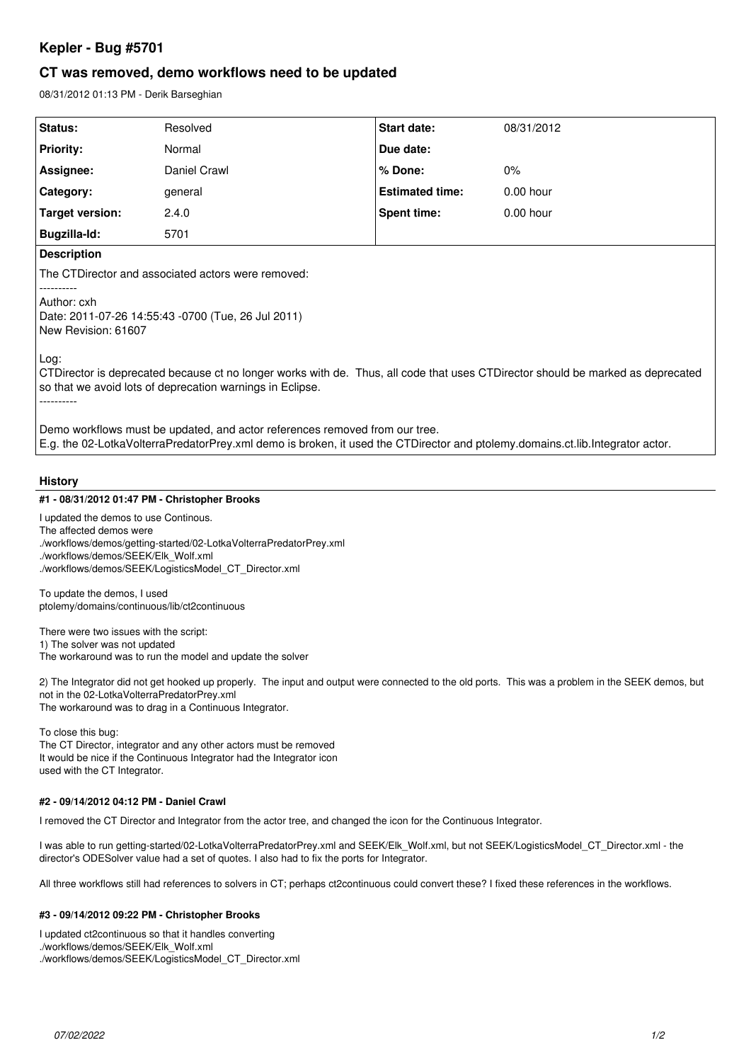# Kepler - Bug #5701

## CT was removed, demo workflows need to be updated

08/31/2012 01:13 PM - Derik Barseghian

| Status: | Resolved | Start date: | 08/31/2012 |
|---|---|---|---|
| Priority: | Normal | Due date: | |
| Assignee: | Daniel Crawl | % Done: | 0% |
| Category: | general | Estimated time: | 0.00 hour |
| Target version: | 2.4.0 | Spent time: | 0.00 hour |
| Bugzilla-Id: | 5701 | | |

**Description**

The CTDirector and associated actors were removed:

----------
Author: cxh
Date: 2011-07-26 14:55:43 -0700 (Tue, 26 Jul 2011)
New Revision: 61607

Log:
CTDirector is deprecated because ct no longer works with de. Thus, all code that uses CTDirector should be marked as deprecated so that we avoid lots of deprecation warnings in Eclipse.

----------

Demo workflows must be updated, and actor references removed from our tree.
E.g. the 02-LotkaVolterraPredatorPrey.xml demo is broken, it used the CTDirector and ptolemy.domains.ct.lib.Integrator actor.

## History

**#1 - 08/31/2012 01:47 PM - Christopher Brooks**

I updated the demos to use Continous.
The affected demos were
./workflows/demos/getting-started/02-LotkaVolterraPredatorPrey.xml
./workflows/demos/SEEK/Elk_Wolf.xml
./workflows/demos/SEEK/LogisticsModel_CT_Director.xml

To update the demos, I used
ptolemy/domains/continuous/lib/ct2continuous

There were two issues with the script:
1) The solver was not updated
The workaround was to run the model and update the solver

2) The Integrator did not get hooked up properly. The input and output were connected to the old ports. This was a problem in the SEEK demos, but not in the 02-LotkaVolterraPredatorPrey.xml
The workaround was to drag in a Continuous Integrator.

To close this bug:
The CT Director, integrator and any other actors must be removed
It would be nice if the Continuous Integrator had the Integrator icon
used with the CT Integrator.

**#2 - 09/14/2012 04:12 PM - Daniel Crawl**

I removed the CT Director and Integrator from the actor tree, and changed the icon for the Continuous Integrator.

I was able to run getting-started/02-LotkaVolterraPredatorPrey.xml and SEEK/Elk_Wolf.xml, but not SEEK/LogisticsModel_CT_Director.xml - the director's ODESolver value had a set of quotes. I also had to fix the ports for Integrator.

All three workflows still had references to solvers in CT; perhaps ct2continuous could convert these? I fixed these references in the workflows.

**#3 - 09/14/2012 09:22 PM - Christopher Brooks**

I updated ct2continuous so that it handles converting
./workflows/demos/SEEK/Elk_Wolf.xml
./workflows/demos/SEEK/LogisticsModel_CT_Director.xml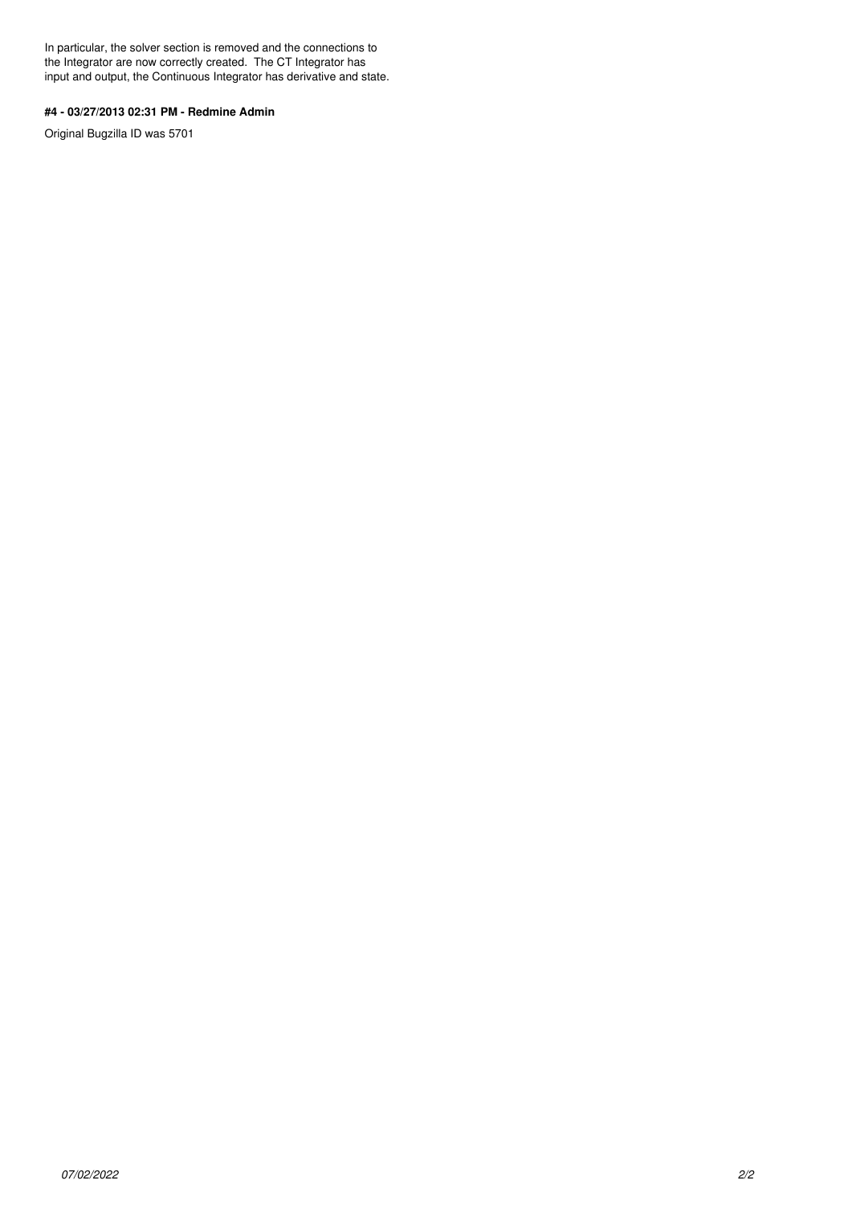In particular, the solver section is removed and the connections to the Integrator are now correctly created. The CT Integrator has input and output, the Continuous Integrator has derivative and state.

#### #4 - 03/27/2013 02:31 PM - Redmine Admin

Original Bugzilla ID was 5701